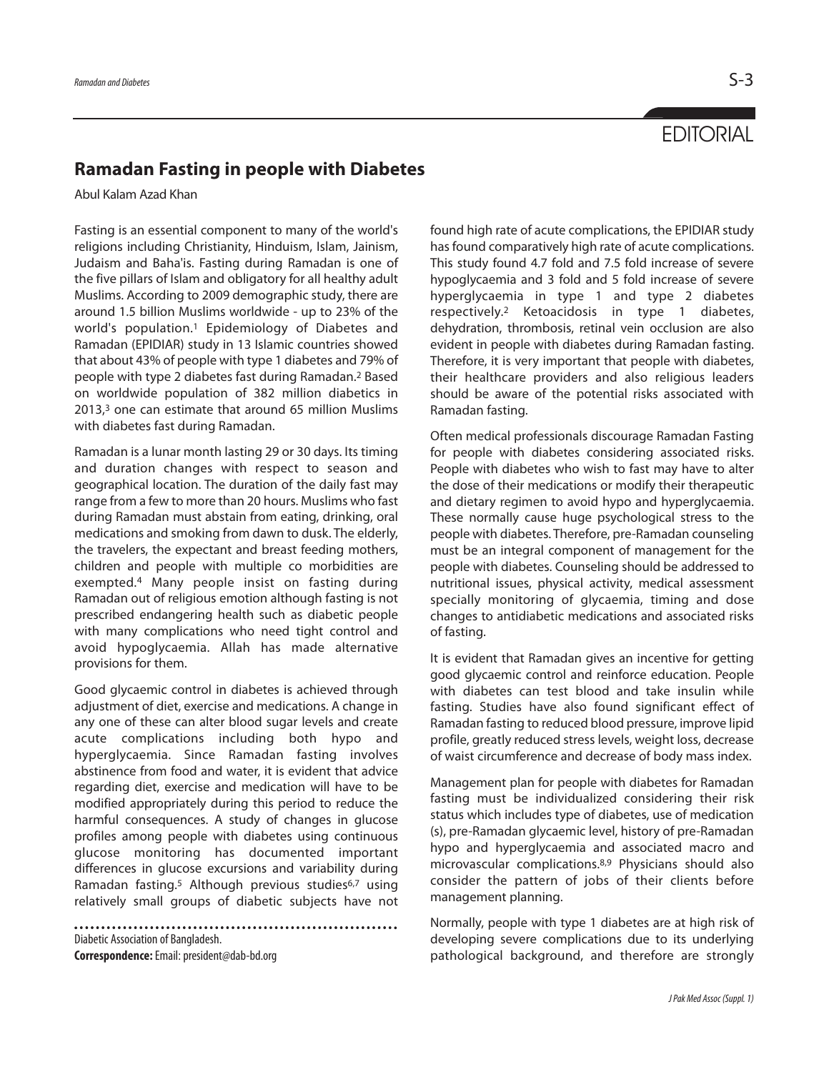EDITORIAL

# Ramadan Fasting in people with Diabetes

Abul Kalam Azad Khan

Fasting is an essential component to many of the world's religions including Christianity, Hinduism, Islam, Jainism, Judaism and Baha'is. Fasting during Ramadan is one of the five pillars of Islam and obligatory for all healthy adult Muslims. According to 2009 demographic study, there are around 1.5 billion Muslims worldwide - up to 23% of the world's population.[1] Epidemiology of Diabetes and Ramadan (EPIDIAR) study in 13 Islamic countries showed that about 43% of people with type 1 diabetes and 79% of people with type 2 diabetes fast during Ramadan.[2] Based on worldwide population of 382 million diabetics in 2013,[3] one can estimate that around 65 million Muslims with diabetes fast during Ramadan.

Ramadan is a lunar month lasting 29 or 30 days. Its timing and duration changes with respect to season and geographical location. The duration of the daily fast may range from a few to more than 20 hours. Muslims who fast during Ramadan must abstain from eating, drinking, oral medications and smoking from dawn to dusk. The elderly, the travelers, the expectant and breast feeding mothers, children and people with multiple co morbidities are exempted.[4] Many people insist on fasting during Ramadan out of religious emotion although fasting is not prescribed endangering health such as diabetic people with many complications who need tight control and avoid hypoglycaemia. Allah has made alternative provisions for them.

Good glycaemic control in diabetes is achieved through adjustment of diet, exercise and medications. A change in any one of these can alter blood sugar levels and create acute complications including both hypo and hyperglycaemia. Since Ramadan fasting involves abstinence from food and water, it is evident that advice regarding diet, exercise and medication will have to be modified appropriately during this period to reduce the harmful consequences. A study of changes in glucose profiles among people with diabetes using continuous glucose monitoring has documented important differences in glucose excursions and variability during Ramadan fasting.[5] Although previous studies[6,7] using relatively small groups of diabetic subjects have not found high rate of acute complications, the EPIDIAR study has found comparatively high rate of acute complications. This study found 4.7 fold and 7.5 fold increase of severe hypoglycaemia and 3 fold and 5 fold increase of severe hyperglycaemia in type 1 and type 2 diabetes respectively.[2] Ketoacidosis in type 1 diabetes, dehydration, thrombosis, retinal vein occlusion are also evident in people with diabetes during Ramadan fasting. Therefore, it is very important that people with diabetes, their healthcare providers and also religious leaders should be aware of the potential risks associated with Ramadan fasting.

Often medical professionals discourage Ramadan Fasting for people with diabetes considering associated risks. People with diabetes who wish to fast may have to alter the dose of their medications or modify their therapeutic and dietary regimen to avoid hypo and hyperglycaemia. These normally cause huge psychological stress to the people with diabetes. Therefore, pre-Ramadan counseling must be an integral component of management for the people with diabetes. Counseling should be addressed to nutritional issues, physical activity, medical assessment specially monitoring of glycaemia, timing and dose changes to antidiabetic medications and associated risks of fasting.

It is evident that Ramadan gives an incentive for getting good glycaemic control and reinforce education. People with diabetes can test blood and take insulin while fasting. Studies have also found significant effect of Ramadan fasting to reduced blood pressure, improve lipid profile, greatly reduced stress levels, weight loss, decrease of waist circumference and decrease of body mass index.

Management plan for people with diabetes for Ramadan fasting must be individualized considering their risk status which includes type of diabetes, use of medication (s), pre-Ramadan glycaemic level, history of pre-Ramadan hypo and hyperglycaemia and associated macro and microvascular complications.[8,9] Physicians should also consider the pattern of jobs of their clients before management planning.

Normally, people with type 1 diabetes are at high risk of developing severe complications due to its underlying pathological background, and therefore are strongly

---

Diabetic Association of Bangladesh.

**Correspondence:** Email: president@dab-bd.org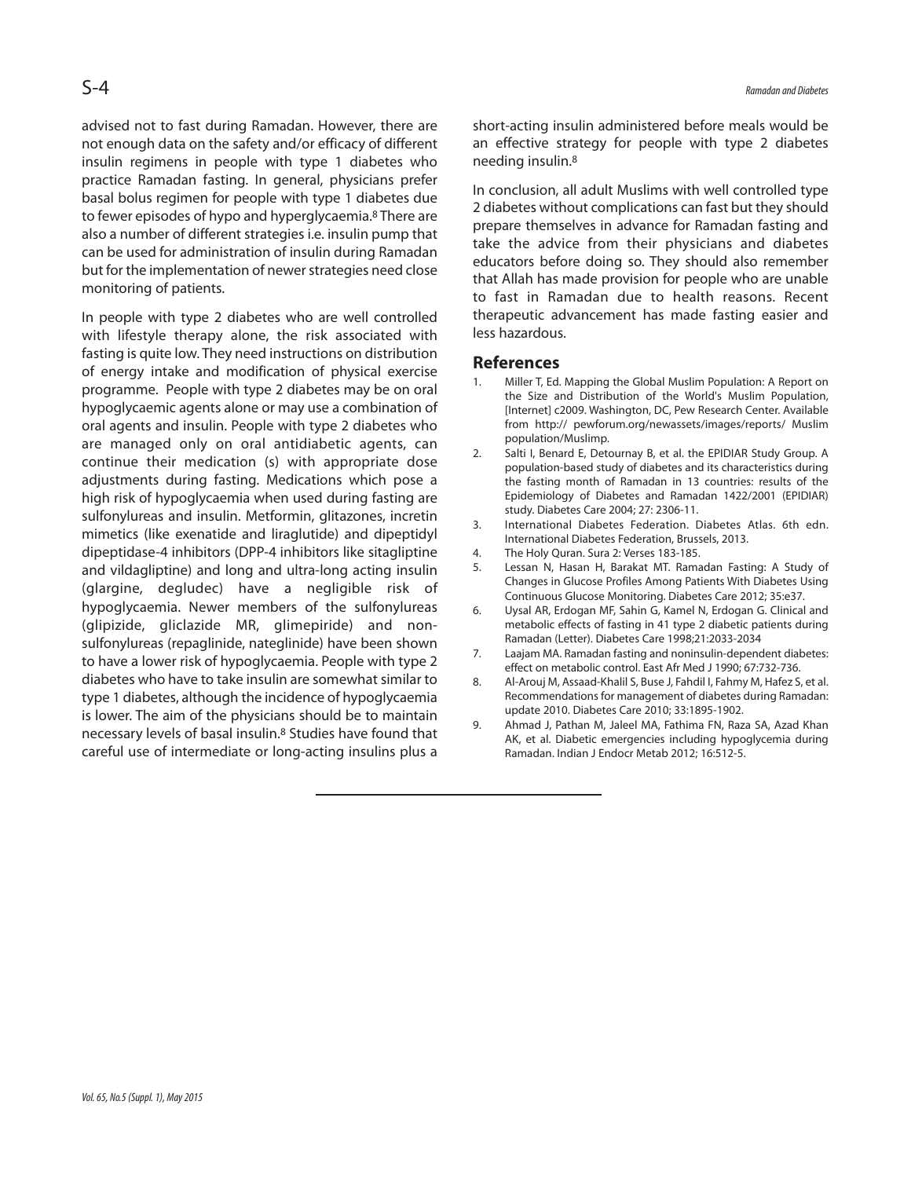advised not to fast during Ramadan. However, there are not enough data on the safety and/or efficacy of different insulin regimens in people with type 1 diabetes who practice Ramadan fasting. In general, physicians prefer basal bolus regimen for people with type 1 diabetes due to fewer episodes of hypo and hyperglycaemia.[8] There are also a number of different strategies i.e. insulin pump that can be used for administration of insulin during Ramadan but for the implementation of newer strategies need close monitoring of patients.

In people with type 2 diabetes who are well controlled with lifestyle therapy alone, the risk associated with fasting is quite low. They need instructions on distribution of energy intake and modification of physical exercise programme. People with type 2 diabetes may be on oral hypoglycaemic agents alone or may use a combination of oral agents and insulin. People with type 2 diabetes who are managed only on oral antidiabetic agents, can continue their medication (s) with appropriate dose adjustments during fasting. Medications which pose a high risk of hypoglycaemia when used during fasting are sulfonylureas and insulin. Metformin, glitazones, incretin mimetics (like exenatide and liraglutide) and dipeptidyl dipeptidase-4 inhibitors (DPP-4 inhibitors like sitagliptine and vildagliptine) and long and ultra-long acting insulin (glargine, degludec) have a negligible risk of hypoglycaemia. Newer members of the sulfonylureas (glipizide, gliclazide MR, glimepiride) and non-sulfonylureas (repaglinide, nateglinide) have been shown to have a lower risk of hypoglycaemia. People with type 2 diabetes who have to take insulin are somewhat similar to type 1 diabetes, although the incidence of hypoglycaemia is lower. The aim of the physicians should be to maintain necessary levels of basal insulin.[8] Studies have found that careful use of intermediate or long-acting insulins plus a short-acting insulin administered before meals would be an effective strategy for people with type 2 diabetes needing insulin.[8]

In conclusion, all adult Muslims with well controlled type 2 diabetes without complications can fast but they should prepare themselves in advance for Ramadan fasting and take the advice from their physicians and diabetes educators before doing so. They should also remember that Allah has made provision for people who are unable to fast in Ramadan due to health reasons. Recent therapeutic advancement has made fasting easier and less hazardous.

## References

1. Miller T, Ed. Mapping the Global Muslim Population: A Report on the Size and Distribution of the World's Muslim Population, [Internet] c2009. Washington, DC, Pew Research Center. Available from http:// pewforum.org/newassets/images/reports/ Muslim population/Muslimp.
2. Salti I, Benard E, Detournay B, et al. the EPIDIAR Study Group. A population-based study of diabetes and its characteristics during the fasting month of Ramadan in 13 countries: results of the Epidemiology of Diabetes and Ramadan 1422/2001 (EPIDIAR) study. Diabetes Care 2004; 27: 2306-11.
3. International Diabetes Federation. Diabetes Atlas. 6th edn. International Diabetes Federation, Brussels, 2013.
4. The Holy Quran. Sura 2: Verses 183-185.
5. Lessan N, Hasan H, Barakat MT. Ramadan Fasting: A Study of Changes in Glucose Profiles Among Patients With Diabetes Using Continuous Glucose Monitoring. Diabetes Care 2012; 35:e37.
6. Uysal AR, Erdogan MF, Sahin G, Kamel N, Erdogan G. Clinical and metabolic effects of fasting in 41 type 2 diabetic patients during Ramadan (Letter). Diabetes Care 1998;21:2033-2034
7. Laajam MA. Ramadan fasting and noninsulin-dependent diabetes: effect on metabolic control. East Afr Med J 1990; 67:732-736.
8. Al-Arouj M, Assaad-Khalil S, Buse J, Fahdil I, Fahmy M, Hafez S, et al. Recommendations for management of diabetes during Ramadan: update 2010. Diabetes Care 2010; 33:1895-1902.
9. Ahmad J, Pathan M, Jaleel MA, Fathima FN, Raza SA, Azad Khan AK, et al. Diabetic emergencies including hypoglycemia during Ramadan. Indian J Endocr Metab 2012; 16:512-5.